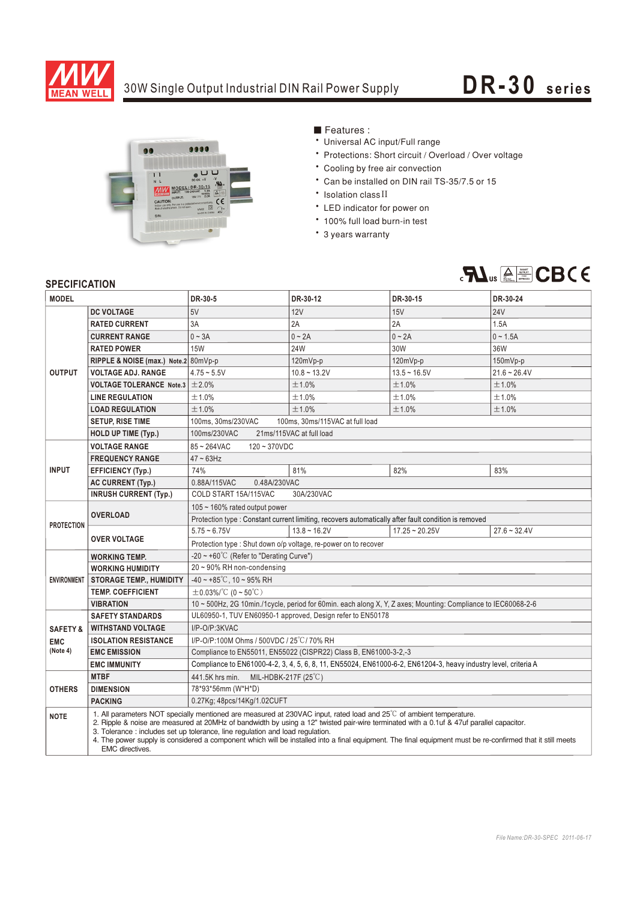# 30W Single Output Industrial DIN Rail Power Supply

# DR-30 series

■ Features :

- Universal AC input/Full range
- Protections: Short circuit / Overload / Over voltage
- Cooling by free air convection
- Can be installed on DIN rail TS-35/7.5 or 15
- Isolation class II
- LED indicator for power on
- 100% full load burn-in test
- 3 years warranty

## SPECIFICATION

| MODEL | | DR-30-5 | DR-30-12 | DR-30-15 | DR-30-24 |
|---|---|---|---|---|---|
| OUTPUT | DC VOLTAGE | 5V | 12V | 15V | 24V |
| | RATED CURRENT | 3A | 2A | 2A | 1.5A |
| | CURRENT RANGE | 0 ~ 3A | 0 ~ 2A | 0 ~ 2A | 0 ~ 1.5A |
| | RATED POWER | 15W | 24W | 30W | 36W |
| | RIPPLE & NOISE (max.) Note.2 | 80mVp-p | 120mVp-p | 120mVp-p | 150mVp-p |
| | VOLTAGE ADJ. RANGE | 4.75 ~ 5.5V | 10.8 ~ 13.2V | 13.5 ~ 16.5V | 21.6 ~ 26.4V |
| | VOLTAGE TOLERANCE Note.3 | ±2.0% | ±1.0% | ±1.0% | ±1.0% |
| | LINE REGULATION | ±1.0% | ±1.0% | ±1.0% | ±1.0% |
| | LOAD REGULATION | ±1.0% | ±1.0% | ±1.0% | ±1.0% |
| | SETUP, RISE TIME | 100ms, 30ms/230VAC 100ms, 30ms/115VAC at full load | | | |
| | HOLD UP TIME (Typ.) | 100ms/230VAC 21ms/115VAC at full load | | | |
| INPUT | VOLTAGE RANGE | 85 ~ 264VAC 120 ~ 370VDC | | | |
| | FREQUENCY RANGE | 47 ~ 63Hz | | | |
| | EFFICIENCY (Typ.) | 74% | 81% | 82% | 83% |
| | AC CURRENT (Typ.) | 0.88A/115VAC 0.48A/230VAC | | | |
| | INRUSH CURRENT (Typ.) | COLD START 15A/115VAC 30A/230VAC | | | |
| PROTECTION | OVERLOAD | 105 ~ 160% rated output power | | | |
| | | Protection type : Constant current limiting, recovers automatically after fault condition is removed | | | |
| | OVER VOLTAGE | 5.75 ~ 6.75V | 13.8 ~ 16.2V | 17.25 ~ 20.25V | 27.6 ~ 32.4V |
| | | Protection type : Shut down o/p voltage, re-power on to recover | | | |
| ENVIRONMENT | WORKING TEMP. | -20 ~ +60℃ (Refer to "Derating Curve") | | | |
| | WORKING HUMIDITY | 20 ~ 90% RH non-condensing | | | |
| | STORAGE TEMP., HUMIDITY | -40 ~ +85℃, 10 ~ 95% RH | | | |
| | TEMP. COEFFICIENT | ±0.03%/℃ (0 ~ 50℃) | | | |
| | VIBRATION | 10 ~ 500Hz, 2G 10min./1cycle, period for 60min. each along X, Y, Z axes; Mounting: Compliance to IEC60068-2-6 | | | |
| SAFETY & EMC (Note 4) | SAFETY STANDARDS | UL60950-1, TUV EN60950-1 approved, Design refer to EN50178 | | | |
| | WITHSTAND VOLTAGE | I/P-O/P:3KVAC | | | |
| | ISOLATION RESISTANCE | I/P-O/P:100M Ohms / 500VDC / 25℃/ 70% RH | | | |
| | EMC EMISSION | Compliance to EN55011, EN55022 (CISPR22) Class B, EN61000-3-2,-3 | | | |
| | EMC IMMUNITY | Compliance to EN61000-4-2, 3, 4, 5, 6, 8, 11, EN55024, EN61000-6-2, EN61204-3, heavy industry level, criteria A | | | |
| OTHERS | MTBF | 441.5K hrs min. MIL-HDBK-217F (25℃) | | | |
| | DIMENSION | 78*93*56mm (W*H*D) | | | |
| | PACKING | 0.27Kg; 48pcs/14Kg/1.02CUFT | | | |
| NOTE | 1. All parameters NOT specially mentioned are measured at 230VAC input, rated load and 25℃ of ambient temperature.<br>2. Ripple & noise are measured at 20MHz of bandwidth by using a 12" twisted pair-wire terminated with a 0.1uf & 47uf parallel capacitor.<br>3. Tolerance : includes set up tolerance, line regulation and load regulation.<br>4. The power supply is considered a component which will be installed into a final equipment. The final equipment must be re-confirmed that it still meets EMC directives. | | | | |

*File Name:DR-30-SPEC 2011-06-17*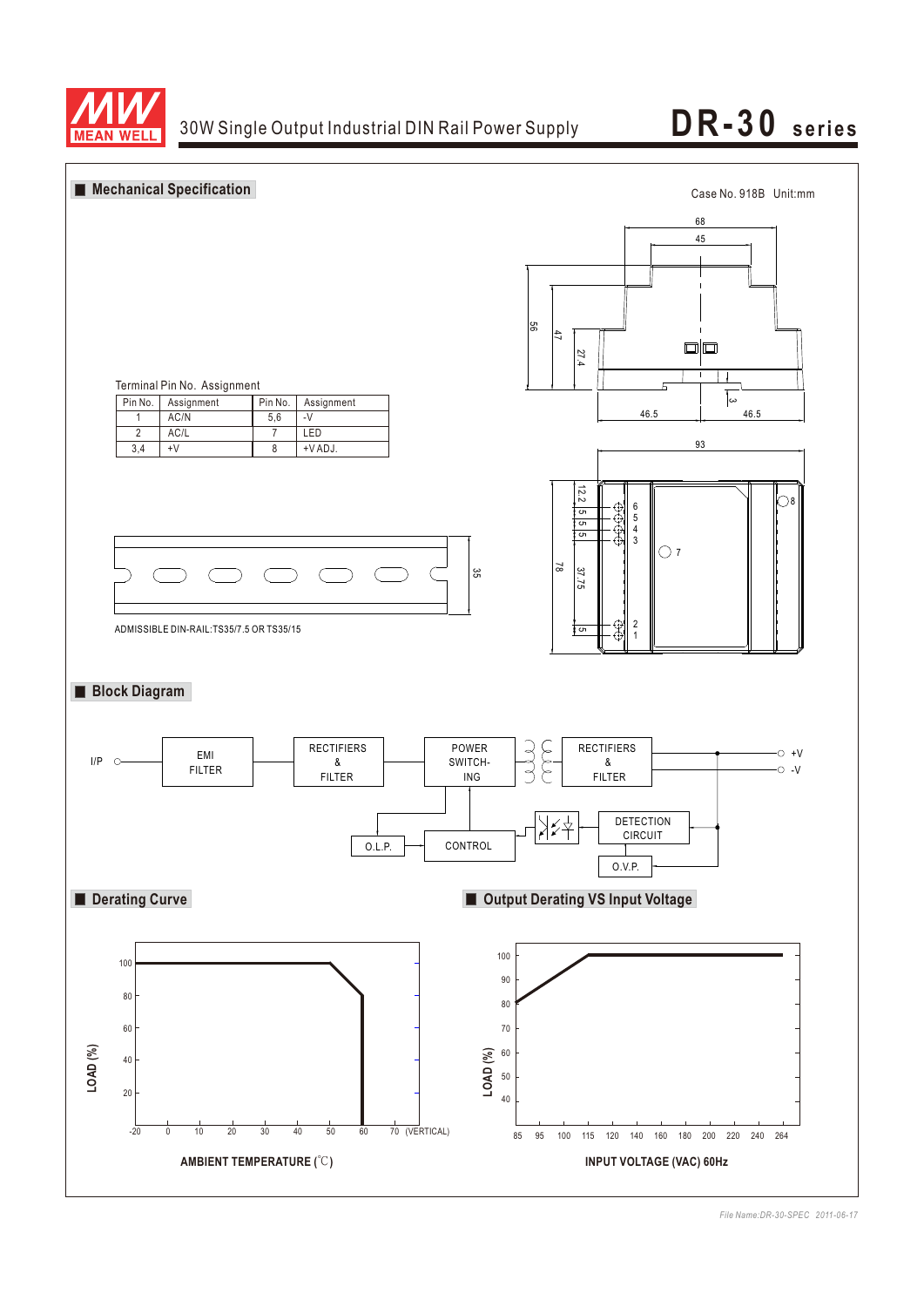# 30W Single Output Industrial DIN Rail Power Supply

# DR-30 series

## Mechanical Specification

Case No. 918B Unit:mm

68
45
56
47
27.4
3
46.5
46.5
93
12.2
5
5
5
78
37.75
5
6
5
4
3
2
1
7
8

Terminal Pin No. Assignment

| Pin No. | Assignment | Pin No. | Assignment |
|---|---|---|---|
| 1 | AC/N | 5,6 | -V |
| 2 | AC/L | 7 | LED |
| 3,4 | +V | 8 | +V ADJ. |

35

ADMISSIBLE DIN-RAIL:TS35/7.5 OR TS35/15

## Block Diagram

I/P
EMI FILTER
RECTIFIERS & FILTER
POWER SWITCHING
RECTIFIERS & FILTER
+V
-V
O.L.P.
CONTROL
DETECTION CIRCUIT
O.V.P.

## Derating Curve

LOAD (%)
100
80
60
40
20
-20 0 10 20 30 40 50 60 70 (VERTICAL)
AMBIENT TEMPERATURE (℃)

## Output Derating VS Input Voltage

LOAD (%)
100
90
80
70
60
50
40
85 95 100 115 120 140 160 180 200 220 240 264
INPUT VOLTAGE (VAC) 60Hz

*File Name:DR-30-SPEC 2011-06-17*